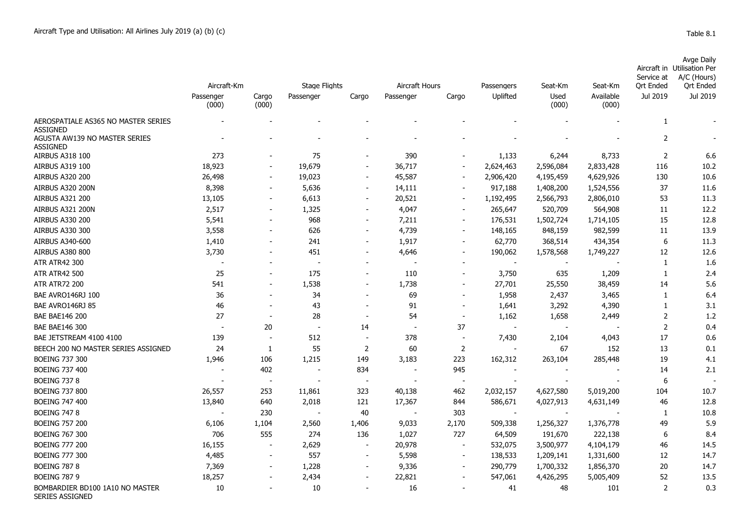Aircraft Type and Utilisation: All Airlines July 2019 (a) (b) (c)

Table 8.1

| | Aircraft-Km | | Stage Flights | | Aircraft Hours | | Passengers | Seat-Km | Seat-Km | Aircraft in Service at Qrt Ended | Avge Daily Utilisation Per A/C (Hours) Qrt Ended |
|---|---|---|---|---|---|---|---|---|---|---|---|
| | Passenger (000) | Cargo (000) | Passenger | Cargo | Passenger | Cargo | Uplifted | Used (000) | Available (000) | Jul 2019 | Jul 2019 |
| AEROSPATIALE AS365 NO MASTER SERIES ASSIGNED | - | - | - | - | - | - | - | - | - | 1 | - |
| AGUSTA AW139 NO MASTER SERIES ASSIGNED | - | - | - | - | - | - | - | - | - | 2 | - |
| AIRBUS A318 100 | 273 | - | 75 | - | 390 | - | 1,133 | 6,244 | 8,733 | 2 | 6.6 |
| AIRBUS A319 100 | 18,923 | - | 19,679 | - | 36,717 | - | 2,624,463 | 2,596,084 | 2,833,428 | 116 | 10.2 |
| AIRBUS A320 200 | 26,498 | - | 19,023 | - | 45,587 | - | 2,906,420 | 4,195,459 | 4,629,926 | 130 | 10.6 |
| AIRBUS A320 200N | 8,398 | - | 5,636 | - | 14,111 | - | 917,188 | 1,408,200 | 1,524,556 | 37 | 11.6 |
| AIRBUS A321 200 | 13,105 | - | 6,613 | - | 20,521 | - | 1,192,495 | 2,566,793 | 2,806,010 | 53 | 11.3 |
| AIRBUS A321 200N | 2,517 | - | 1,325 | - | 4,047 | - | 265,647 | 520,709 | 564,908 | 11 | 12.2 |
| AIRBUS A330 200 | 5,541 | - | 968 | - | 7,211 | - | 176,531 | 1,502,724 | 1,714,105 | 15 | 12.8 |
| AIRBUS A330 300 | 3,558 | - | 626 | - | 4,739 | - | 148,165 | 848,159 | 982,599 | 11 | 13.9 |
| AIRBUS A340-600 | 1,410 | - | 241 | - | 1,917 | - | 62,770 | 368,514 | 434,354 | 6 | 11.3 |
| AIRBUS A380 800 | 3,730 | - | 451 | - | 4,646 | - | 190,062 | 1,578,568 | 1,749,227 | 12 | 12.6 |
| ATR ATR42 300 | - | - | - | - | - | - | - | - | - | 1 | 1.6 |
| ATR ATR42 500 | 25 | - | 175 | - | 110 | - | 3,750 | 635 | 1,209 | 1 | 2.4 |
| ATR ATR72 200 | 541 | - | 1,538 | - | 1,738 | - | 27,701 | 25,550 | 38,459 | 14 | 5.6 |
| BAE AVRO146RJ 100 | 36 | - | 34 | - | 69 | - | 1,958 | 2,437 | 3,465 | 1 | 6.4 |
| BAE AVRO146RJ 85 | 46 | - | 43 | - | 91 | - | 1,641 | 3,292 | 4,390 | 1 | 3.1 |
| BAE BAE146 200 | 27 | - | 28 | - | 54 | - | 1,162 | 1,658 | 2,449 | 2 | 1.2 |
| BAE BAE146 300 | - | 20 | - | 14 | - | 37 | - | - | - | 2 | 0.4 |
| BAE JETSTREAM 4100 4100 | 139 | - | 512 | - | 378 | - | 7,430 | 2,104 | 4,043 | 17 | 0.6 |
| BEECH 200 NO MASTER SERIES ASSIGNED | 24 | 1 | 55 | 2 | 60 | 2 | - | 67 | 152 | 13 | 0.1 |
| BOEING 737 300 | 1,946 | 106 | 1,215 | 149 | 3,183 | 223 | 162,312 | 263,104 | 285,448 | 19 | 4.1 |
| BOEING 737 400 | - | 402 | - | 834 | - | 945 | - | - | - | 14 | 2.1 |
| BOEING 737 8 | - | - | - | - | - | - | - | - | - | 6 | - |
| BOEING 737 800 | 26,557 | 253 | 11,861 | 323 | 40,138 | 462 | 2,032,157 | 4,627,580 | 5,019,200 | 104 | 10.7 |
| BOEING 747 400 | 13,840 | 640 | 2,018 | 121 | 17,367 | 844 | 586,671 | 4,027,913 | 4,631,149 | 46 | 12.8 |
| BOEING 747 8 | - | 230 | - | 40 | - | 303 | - | - | - | 1 | 10.8 |
| BOEING 757 200 | 6,106 | 1,104 | 2,560 | 1,406 | 9,033 | 2,170 | 509,338 | 1,256,327 | 1,376,778 | 49 | 5.9 |
| BOEING 767 300 | 706 | 555 | 274 | 136 | 1,027 | 727 | 64,509 | 191,670 | 222,138 | 6 | 8.4 |
| BOEING 777 200 | 16,155 | - | 2,629 | - | 20,978 | - | 532,075 | 3,500,977 | 4,104,179 | 46 | 14.5 |
| BOEING 777 300 | 4,485 | - | 557 | - | 5,598 | - | 138,533 | 1,209,141 | 1,331,600 | 12 | 14.7 |
| BOEING 787 8 | 7,369 | - | 1,228 | - | 9,336 | - | 290,779 | 1,700,332 | 1,856,370 | 20 | 14.7 |
| BOEING 787 9 | 18,257 | - | 2,434 | - | 22,821 | - | 547,061 | 4,426,295 | 5,005,409 | 52 | 13.5 |
| BOMBARDIER BD100 1A10 NO MASTER SERIES ASSIGNED | 10 | - | 10 | - | 16 | - | 41 | 48 | 101 | 2 | 0.3 |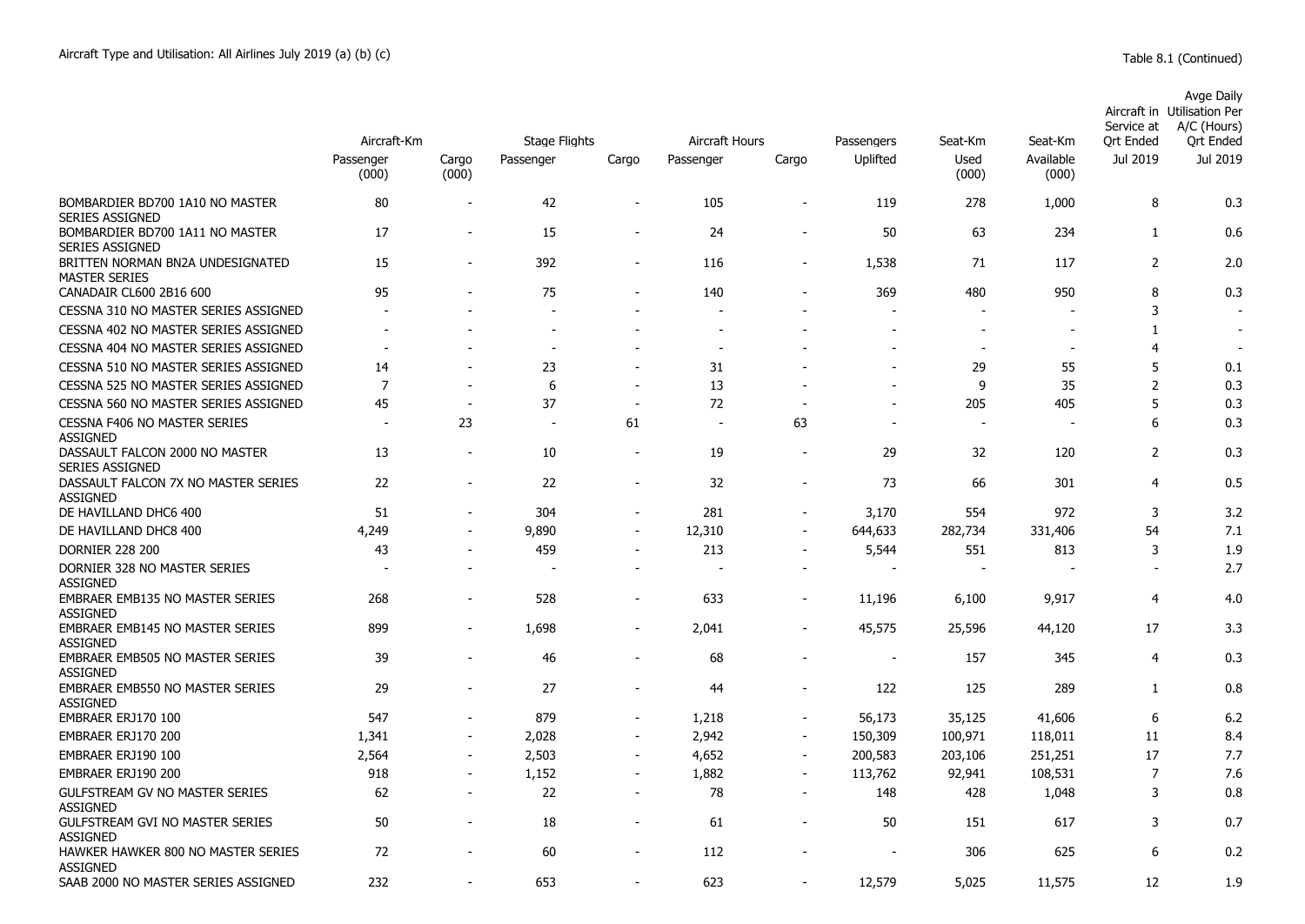Aircraft Type and Utilisation: All Airlines July 2019 (a) (b) (c)

Table 8.1 (Continued)

| | Aircraft-Km | | Stage Flights | | Aircraft Hours | | Passengers | Seat-Km | Seat-Km | Aircraft in Service at Qrt Ended | Avge Daily Utilisation Per A/C (Hours) Qrt Ended |
|---|---|---|---|---|---|---|---|---|---|---|---|
| | Passenger (000) | Cargo (000) | Passenger | Cargo | Passenger | Cargo | Uplifted | Used (000) | Available (000) | Jul 2019 | Jul 2019 |
| BOMBARDIER BD700 1A10 NO MASTER SERIES ASSIGNED | 80 | - | 42 | - | 105 | - | 119 | 278 | 1,000 | 8 | 0.3 |
| BOMBARDIER BD700 1A11 NO MASTER SERIES ASSIGNED | 17 | - | 15 | - | 24 | - | 50 | 63 | 234 | 1 | 0.6 |
| BRITTEN NORMAN BN2A UNDESIGNATED MASTER SERIES | 15 | - | 392 | - | 116 | - | 1,538 | 71 | 117 | 2 | 2.0 |
| CANADAIR CL600 2B16 600 | 95 | - | 75 | - | 140 | - | 369 | 480 | 950 | 8 | 0.3 |
| CESSNA 310 NO MASTER SERIES ASSIGNED | - | - | - | - | - | - | - | - | - | 3 | - |
| CESSNA 402 NO MASTER SERIES ASSIGNED | - | - | - | - | - | - | - | - | - | 1 | - |
| CESSNA 404 NO MASTER SERIES ASSIGNED | - | - | - | - | - | - | - | - | - | 4 | - |
| CESSNA 510 NO MASTER SERIES ASSIGNED | 14 | - | 23 | - | 31 | - | - | 29 | 55 | 5 | 0.1 |
| CESSNA 525 NO MASTER SERIES ASSIGNED | 7 | - | 6 | - | 13 | - | - | 9 | 35 | 2 | 0.3 |
| CESSNA 560 NO MASTER SERIES ASSIGNED | 45 | - | 37 | - | 72 | - | - | 205 | 405 | 5 | 0.3 |
| CESSNA F406 NO MASTER SERIES ASSIGNED | - | 23 | - | 61 | - | 63 | - | - | - | 6 | 0.3 |
| DASSAULT FALCON 2000 NO MASTER SERIES ASSIGNED | 13 | - | 10 | - | 19 | - | 29 | 32 | 120 | 2 | 0.3 |
| DASSAULT FALCON 7X NO MASTER SERIES ASSIGNED | 22 | - | 22 | - | 32 | - | 73 | 66 | 301 | 4 | 0.5 |
| DE HAVILLAND DHC6 400 | 51 | - | 304 | - | 281 | - | 3,170 | 554 | 972 | 3 | 3.2 |
| DE HAVILLAND DHC8 400 | 4,249 | - | 9,890 | - | 12,310 | - | 644,633 | 282,734 | 331,406 | 54 | 7.1 |
| DORNIER 228 200 | 43 | - | 459 | - | 213 | - | 5,544 | 551 | 813 | 3 | 1.9 |
| DORNIER 328 NO MASTER SERIES ASSIGNED | - | - | - | - | - | - | - | - | - | - | 2.7 |
| EMBRAER EMB135 NO MASTER SERIES ASSIGNED | 268 | - | 528 | - | 633 | - | 11,196 | 6,100 | 9,917 | 4 | 4.0 |
| EMBRAER EMB145 NO MASTER SERIES ASSIGNED | 899 | - | 1,698 | - | 2,041 | - | 45,575 | 25,596 | 44,120 | 17 | 3.3 |
| EMBRAER EMB505 NO MASTER SERIES ASSIGNED | 39 | - | 46 | - | 68 | - | - | 157 | 345 | 4 | 0.3 |
| EMBRAER EMB550 NO MASTER SERIES ASSIGNED | 29 | - | 27 | - | 44 | - | 122 | 125 | 289 | 1 | 0.8 |
| EMBRAER ERJ170 100 | 547 | - | 879 | - | 1,218 | - | 56,173 | 35,125 | 41,606 | 6 | 6.2 |
| EMBRAER ERJ170 200 | 1,341 | - | 2,028 | - | 2,942 | - | 150,309 | 100,971 | 118,011 | 11 | 8.4 |
| EMBRAER ERJ190 100 | 2,564 | - | 2,503 | - | 4,652 | - | 200,583 | 203,106 | 251,251 | 17 | 7.7 |
| EMBRAER ERJ190 200 | 918 | - | 1,152 | - | 1,882 | - | 113,762 | 92,941 | 108,531 | 7 | 7.6 |
| GULFSTREAM GV NO MASTER SERIES ASSIGNED | 62 | - | 22 | - | 78 | - | 148 | 428 | 1,048 | 3 | 0.8 |
| GULFSTREAM GVI NO MASTER SERIES ASSIGNED | 50 | - | 18 | - | 61 | - | 50 | 151 | 617 | 3 | 0.7 |
| HAWKER HAWKER 800 NO MASTER SERIES ASSIGNED | 72 | - | 60 | - | 112 | - | - | 306 | 625 | 6 | 0.2 |
| SAAB 2000 NO MASTER SERIES ASSIGNED | 232 | - | 653 | - | 623 | - | 12,579 | 5,025 | 11,575 | 12 | 1.9 |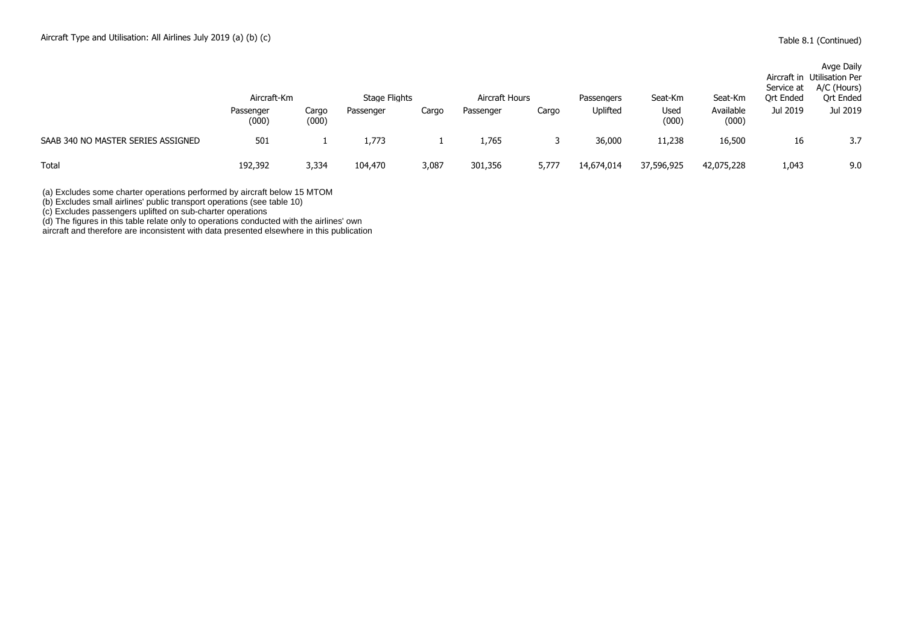Aircraft Type and Utilisation: All Airlines July 2019 (a) (b) (c)

Table 8.1 (Continued)

| | Aircraft-Km | | Stage Flights | | Aircraft Hours | | Passengers | Seat-Km | Seat-Km | Aircraft in Service at Qrt Ended | Avge Daily Utilisation Per A/C (Hours) Qrt Ended |
|---|---|---|---|---|---|---|---|---|---|---|---|
| | Passenger (000) | Cargo (000) | Passenger | Cargo | Passenger | Cargo | Uplifted | Used (000) | Available (000) | Jul 2019 | Jul 2019 |
| SAAB 340 NO MASTER SERIES ASSIGNED | 501 | 1 | 1,773 | 1 | 1,765 | 3 | 36,000 | 11,238 | 16,500 | 16 | 3.7 |
| Total | 192,392 | 3,334 | 104,470 | 3,087 | 301,356 | 5,777 | 14,674,014 | 37,596,925 | 42,075,228 | 1,043 | 9.0 |

(a) Excludes some charter operations performed by aircraft below 15 MTOM
(b) Excludes small airlines' public transport operations (see table 10)
(c) Excludes passengers uplifted on sub-charter operations
(d) The figures in this table relate only to operations conducted with the airlines' own aircraft and therefore are inconsistent with data presented elsewhere in this publication